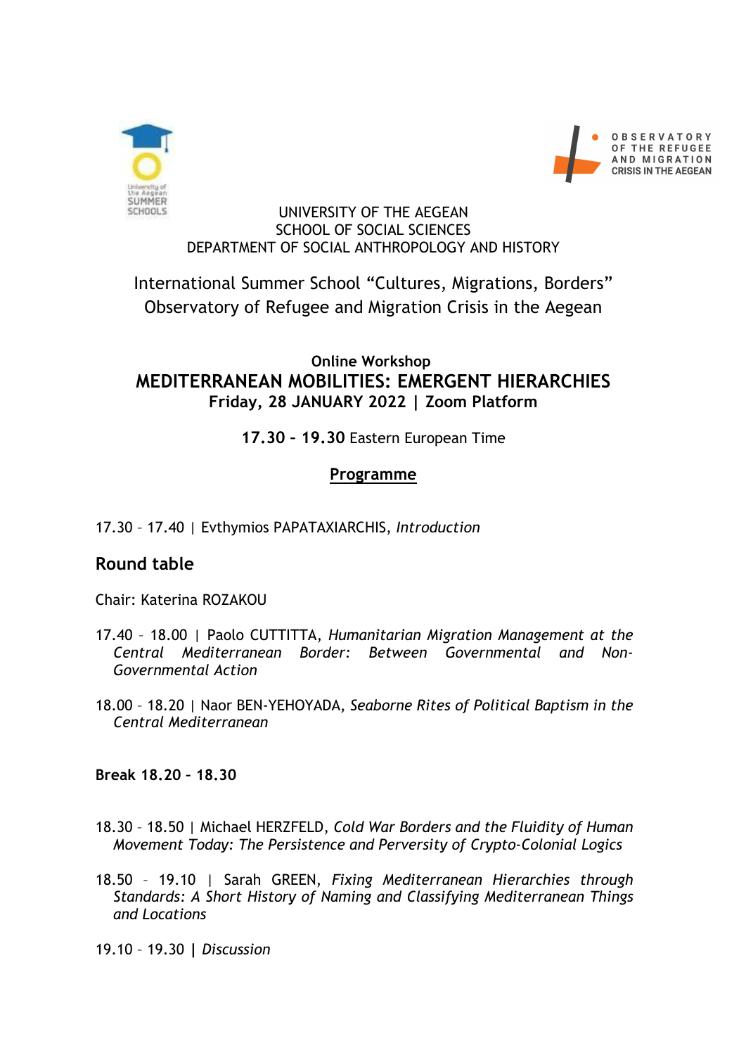UNIVERSITY OF THE AEGEAN
SCHOOL OF SOCIAL SCIENCES
DEPARTMENT OF SOCIAL ANTHROPOLOGY AND HISTORY

International Summer School "Cultures, Migrations, Borders"
Observatory of Refugee and Migration Crisis in the Aegean

**Online Workshop**

# MEDITERRANEAN MOBILITIES: EMERGENT HIERARCHIES

**Friday, 28 JANUARY 2022 | Zoom Platform**

**17.30 – 19.30** Eastern European Time

## Programme

17.30 – 17.40 | Evthymios PAPATAXIARCHIS, *Introduction*

## Round table

Chair: Katerina ROZAKOU

17.40 – 18.00 | Paolo CUTTITTA, *Humanitarian Migration Management at the Central Mediterranean Border: Between Governmental and Non-Governmental Action*

18.00 – 18.20 | Naor BEN-YEHOYADA, *Seaborne Rites of Political Baptism in the Central Mediterranean*

**Break 18.20 – 18.30**

18.30 – 18.50 | Michael HERZFELD, *Cold War Borders and the Fluidity of Human Movement Today: The Persistence and Perversity of Crypto-Colonial Logics*

18.50 – 19.10 | Sarah GREEN, *Fixing Mediterranean Hierarchies through Standards: A Short History of Naming and Classifying Mediterranean Things and Locations*

19.10 – 19.30 **|** *Discussion*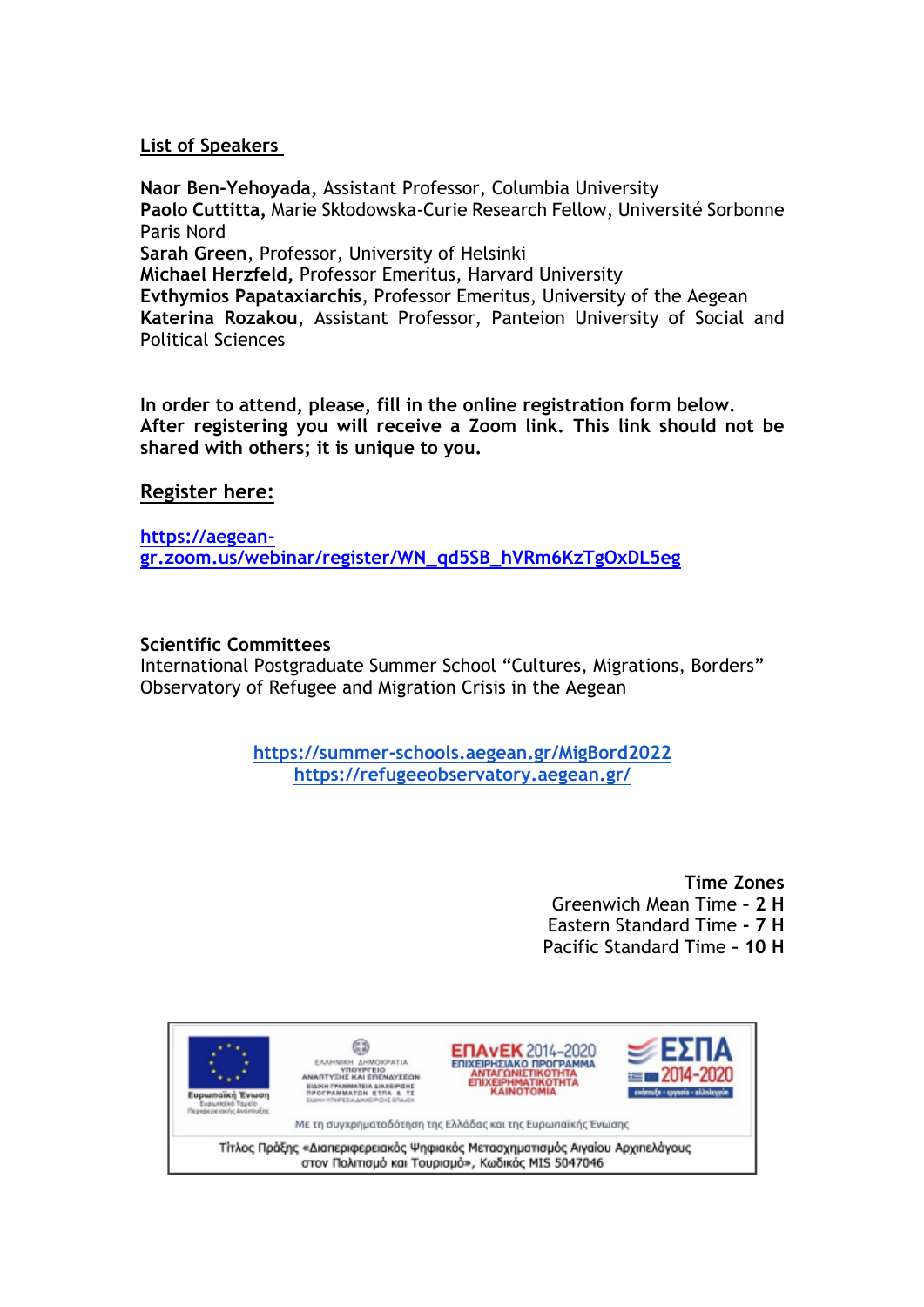## List of Speakers

**Naor Ben-Yehoyada,** Assistant Professor, Columbia University
**Paolo Cuttitta,** Marie Skłodowska-Curie Research Fellow, Université Sorbonne Paris Nord
**Sarah Green**, Professor, University of Helsinki
**Michael Herzfeld,** Professor Emeritus, Harvard University
**Evthymios Papataxiarchis**, Professor Emeritus, University of the Aegean
**Katerina Rozakou**, Assistant Professor, Panteion University of Social and Political Sciences

**In order to attend, please, fill in the online registration form below. After registering you will receive a Zoom link. This link should not be shared with others; it is unique to you.**

## Register here:

https://aegean-gr.zoom.us/webinar/register/WN_qd5SB_hVRm6KzTgOxDL5eg

**Scientific Committees**
International Postgraduate Summer School "Cultures, Migrations, Borders"
Observatory of Refugee and Migration Crisis in the Aegean

https://summer-schools.aegean.gr/MigBord2022
https://refugeeobservatory.aegean.gr/

**Time Zones**
Greenwich Mean Time - **2 H**
Eastern Standard Time - **7 H**
Pacific Standard Time - **10 H**

Ευρωπαϊκή Ένωση
Ευρωπαϊκό Ταμείο
Περιφερειακής Ανάπτυξης

ΕΛΛΗΝΙΚΗ ΔΗΜΟΚΡΑΤΙΑ
ΥΠΟΥΡΓΕΙΟ
ΑΝΑΠΤΥΞΗΣ ΚΑΙ ΕΠΕΝΔΥΣΕΩΝ
ΕΙΔΙΚΗ ΓΡΑΜΜΑΤΕΙΑ ΔΙΑΧΕΙΡΙΣΗΣ
ΠΡΟΓΡΑΜΜΑΤΩΝ ΕΤΠΑ & ΤΣ
ΕΙΔΙΚΗ ΥΠΗΡΕΣΙΑ ΔΙΑΧΕΙΡΙΣΗΣ ΕΠΑνΕΚ

ΕΠΑνΕΚ 2014-2020
ΕΠΙΧΕΙΡΗΣΙΑΚΟ ΠΡΟΓΡΑΜΜΑ
ΑΝΤΑΓΩΝΙΣΤΙΚΟΤΗΤΑ
ΕΠΙΧΕΙΡΗΜΑΤΙΚΟΤΗΤΑ
ΚΑΙΝΟΤΟΜΙΑ

ΕΣΠΑ 2014-2020
ανάπτυξη - εργασία - αλληλεγγύη

Με τη συγχρηματοδότηση της Ελλάδας και της Ευρωπαϊκής Ένωσης

Τίτλος Πράξης «Διαπεριφερειακός Ψηφιακός Μετασχηματισμός Αιγαίου Αρχιπελάγους στον Πολιτισμό και Τουρισμό», Κωδικός MIS 5047046